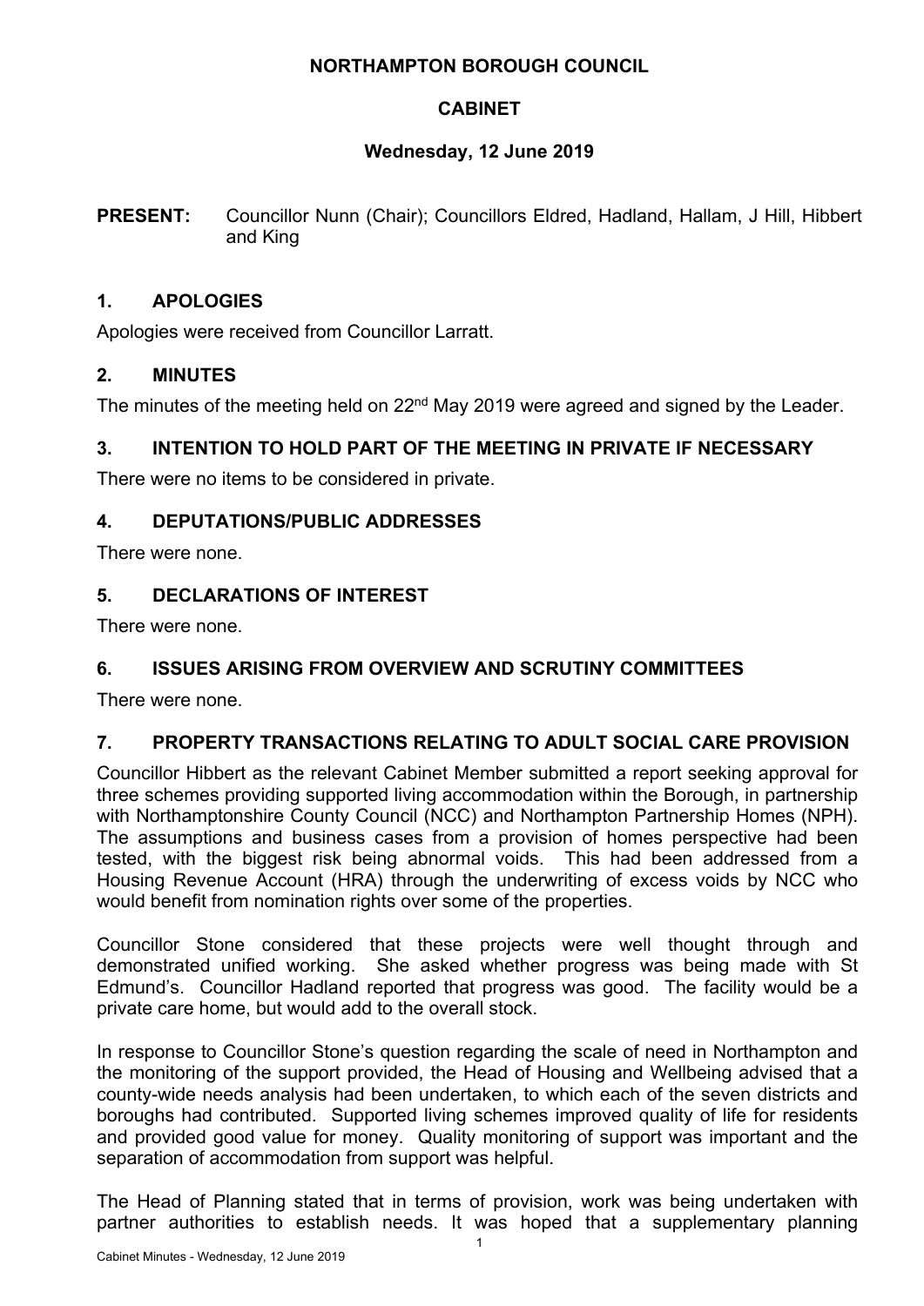# NORTHAMPTON BOROUGH COUNCIL

## CABINET

### Wednesday, 12 June 2019

**PRESENT:** Councillor Nunn (Chair); Councillors Eldred, Hadland, Hallam, J Hill, Hibbert and King

## 1. APOLOGIES

Apologies were received from Councillor Larratt.

## 2. MINUTES

The minutes of the meeting held on 22nd May 2019 were agreed and signed by the Leader.

## 3. INTENTION TO HOLD PART OF THE MEETING IN PRIVATE IF NECESSARY

There were no items to be considered in private.

## 4. DEPUTATIONS/PUBLIC ADDRESSES

There were none.

## 5. DECLARATIONS OF INTEREST

There were none.

## 6. ISSUES ARISING FROM OVERVIEW AND SCRUTINY COMMITTEES

There were none.

## 7. PROPERTY TRANSACTIONS RELATING TO ADULT SOCIAL CARE PROVISION

Councillor Hibbert as the relevant Cabinet Member submitted a report seeking approval for three schemes providing supported living accommodation within the Borough, in partnership with Northamptonshire County Council (NCC) and Northampton Partnership Homes (NPH). The assumptions and business cases from a provision of homes perspective had been tested, with the biggest risk being abnormal voids. This had been addressed from a Housing Revenue Account (HRA) through the underwriting of excess voids by NCC who would benefit from nomination rights over some of the properties.

Councillor Stone considered that these projects were well thought through and demonstrated unified working. She asked whether progress was being made with St Edmund's. Councillor Hadland reported that progress was good. The facility would be a private care home, but would add to the overall stock.

In response to Councillor Stone's question regarding the scale of need in Northampton and the monitoring of the support provided, the Head of Housing and Wellbeing advised that a county-wide needs analysis had been undertaken, to which each of the seven districts and boroughs had contributed. Supported living schemes improved quality of life for residents and provided good value for money. Quality monitoring of support was important and the separation of accommodation from support was helpful.

The Head of Planning stated that in terms of provision, work was being undertaken with partner authorities to establish needs. It was hoped that a supplementary planning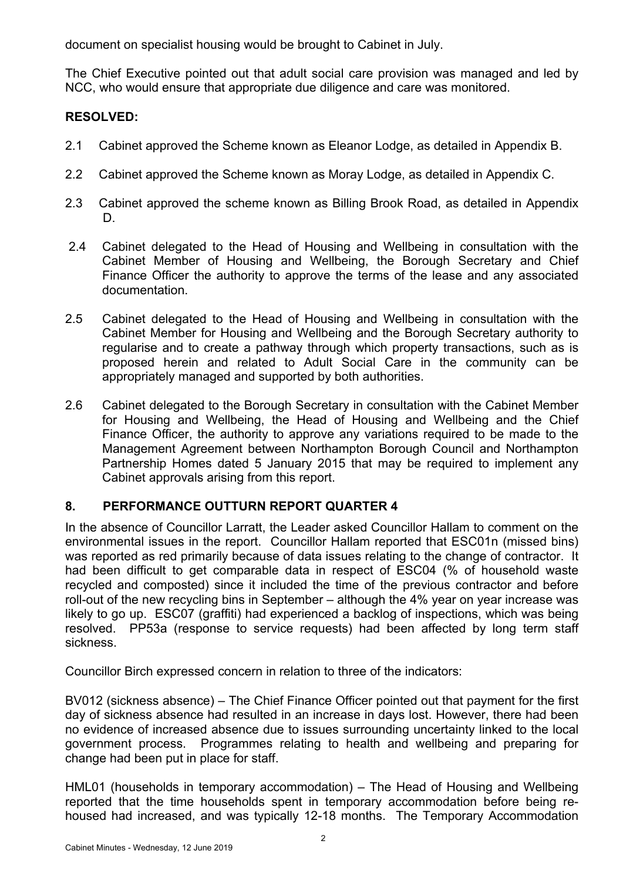document on specialist housing would be brought to Cabinet in July.

The Chief Executive pointed out that adult social care provision was managed and led by NCC, who would ensure that appropriate due diligence and care was monitored.

**RESOLVED:**

2.1 Cabinet approved the Scheme known as Eleanor Lodge, as detailed in Appendix B.

2.2 Cabinet approved the Scheme known as Moray Lodge, as detailed in Appendix C.

2.3 Cabinet approved the scheme known as Billing Brook Road, as detailed in Appendix D.

2.4 Cabinet delegated to the Head of Housing and Wellbeing in consultation with the Cabinet Member of Housing and Wellbeing, the Borough Secretary and Chief Finance Officer the authority to approve the terms of the lease and any associated documentation.

2.5 Cabinet delegated to the Head of Housing and Wellbeing in consultation with the Cabinet Member for Housing and Wellbeing and the Borough Secretary authority to regularise and to create a pathway through which property transactions, such as is proposed herein and related to Adult Social Care in the community can be appropriately managed and supported by both authorities.

2.6 Cabinet delegated to the Borough Secretary in consultation with the Cabinet Member for Housing and Wellbeing, the Head of Housing and Wellbeing and the Chief Finance Officer, the authority to approve any variations required to be made to the Management Agreement between Northampton Borough Council and Northampton Partnership Homes dated 5 January 2015 that may be required to implement any Cabinet approvals arising from this report.

## 8. PERFORMANCE OUTTURN REPORT QUARTER 4

In the absence of Councillor Larratt, the Leader asked Councillor Hallam to comment on the environmental issues in the report. Councillor Hallam reported that ESC01n (missed bins) was reported as red primarily because of data issues relating to the change of contractor. It had been difficult to get comparable data in respect of ESC04 (% of household waste recycled and composted) since it included the time of the previous contractor and before roll-out of the new recycling bins in September – although the 4% year on year increase was likely to go up. ESC07 (graffiti) had experienced a backlog of inspections, which was being resolved. PP53a (response to service requests) had been affected by long term staff sickness.

Councillor Birch expressed concern in relation to three of the indicators:

BV012 (sickness absence) – The Chief Finance Officer pointed out that payment for the first day of sickness absence had resulted in an increase in days lost. However, there had been no evidence of increased absence due to issues surrounding uncertainty linked to the local government process. Programmes relating to health and wellbeing and preparing for change had been put in place for staff.

HML01 (households in temporary accommodation) – The Head of Housing and Wellbeing reported that the time households spent in temporary accommodation before being re-housed had increased, and was typically 12-18 months. The Temporary Accommodation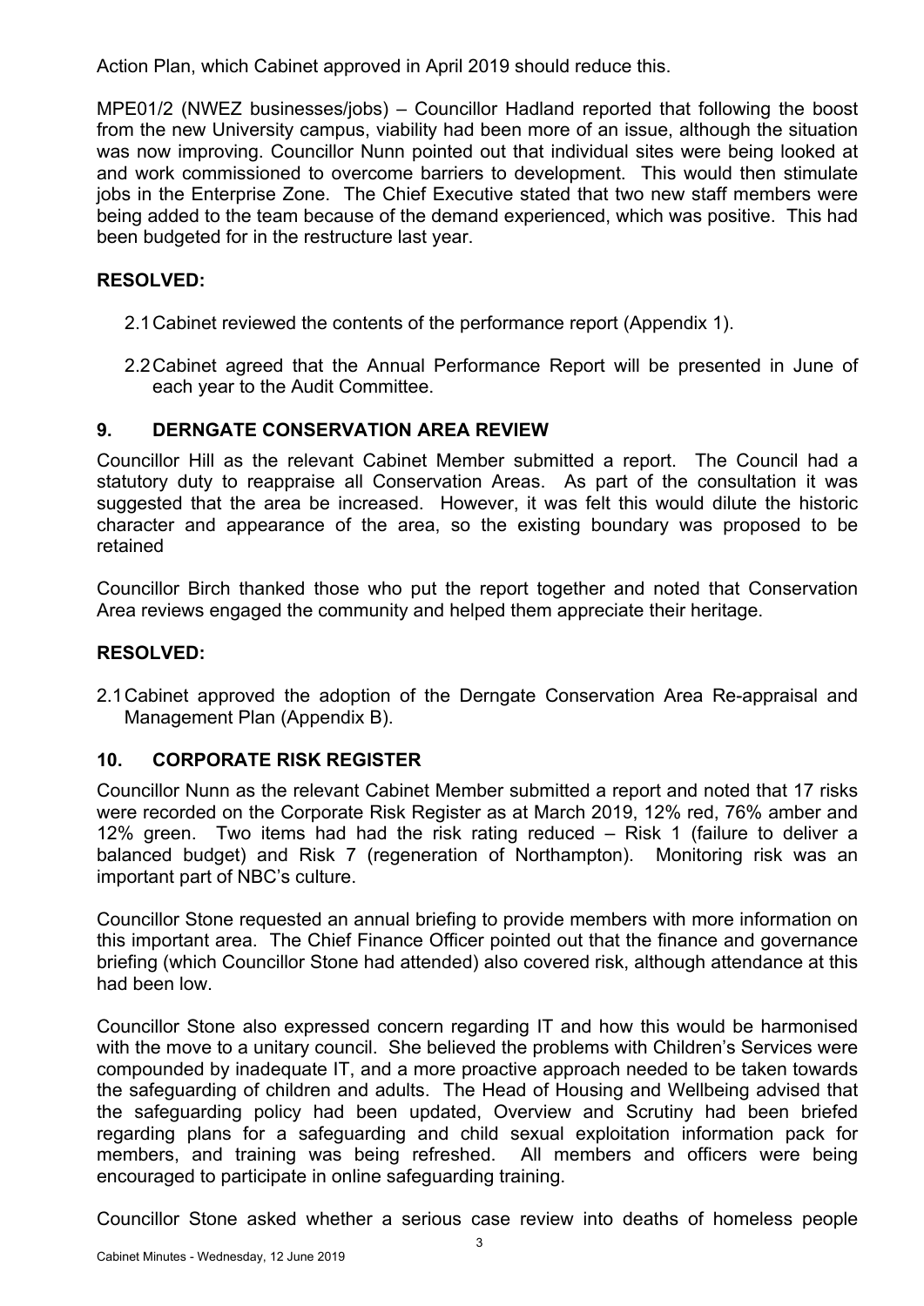Action Plan, which Cabinet approved in April 2019 should reduce this.

MPE01/2 (NWEZ businesses/jobs) – Councillor Hadland reported that following the boost from the new University campus, viability had been more of an issue, although the situation was now improving. Councillor Nunn pointed out that individual sites were being looked at and work commissioned to overcome barriers to development. This would then stimulate jobs in the Enterprise Zone. The Chief Executive stated that two new staff members were being added to the team because of the demand experienced, which was positive. This had been budgeted for in the restructure last year.

**RESOLVED:**

2.1 Cabinet reviewed the contents of the performance report (Appendix 1).

2.2 Cabinet agreed that the Annual Performance Report will be presented in June of each year to the Audit Committee.

## 9. DERNGATE CONSERVATION AREA REVIEW

Councillor Hill as the relevant Cabinet Member submitted a report. The Council had a statutory duty to reappraise all Conservation Areas. As part of the consultation it was suggested that the area be increased. However, it was felt this would dilute the historic character and appearance of the area, so the existing boundary was proposed to be retained

Councillor Birch thanked those who put the report together and noted that Conservation Area reviews engaged the community and helped them appreciate their heritage.

**RESOLVED:**

2.1 Cabinet approved the adoption of the Derngate Conservation Area Re-appraisal and Management Plan (Appendix B).

## 10. CORPORATE RISK REGISTER

Councillor Nunn as the relevant Cabinet Member submitted a report and noted that 17 risks were recorded on the Corporate Risk Register as at March 2019, 12% red, 76% amber and 12% green. Two items had had the risk rating reduced – Risk 1 (failure to deliver a balanced budget) and Risk 7 (regeneration of Northampton). Monitoring risk was an important part of NBC's culture.

Councillor Stone requested an annual briefing to provide members with more information on this important area. The Chief Finance Officer pointed out that the finance and governance briefing (which Councillor Stone had attended) also covered risk, although attendance at this had been low.

Councillor Stone also expressed concern regarding IT and how this would be harmonised with the move to a unitary council. She believed the problems with Children's Services were compounded by inadequate IT, and a more proactive approach needed to be taken towards the safeguarding of children and adults. The Head of Housing and Wellbeing advised that the safeguarding policy had been updated, Overview and Scrutiny had been briefed regarding plans for a safeguarding and child sexual exploitation information pack for members, and training was being refreshed. All members and officers were being encouraged to participate in online safeguarding training.

Councillor Stone asked whether a serious case review into deaths of homeless people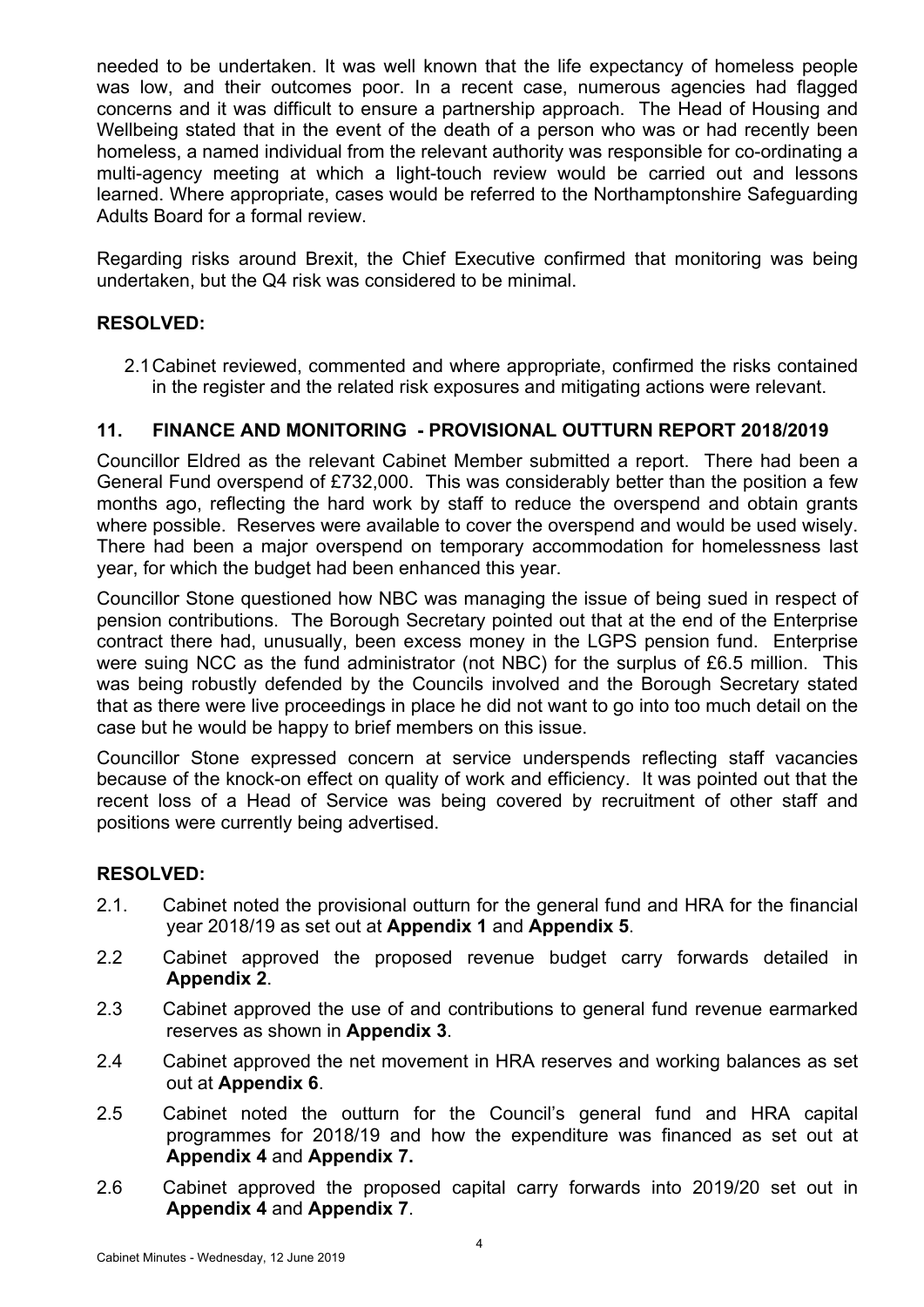needed to be undertaken. It was well known that the life expectancy of homeless people was low, and their outcomes poor. In a recent case, numerous agencies had flagged concerns and it was difficult to ensure a partnership approach. The Head of Housing and Wellbeing stated that in the event of the death of a person who was or had recently been homeless, a named individual from the relevant authority was responsible for co-ordinating a multi-agency meeting at which a light-touch review would be carried out and lessons learned. Where appropriate, cases would be referred to the Northamptonshire Safeguarding Adults Board for a formal review.

Regarding risks around Brexit, the Chief Executive confirmed that monitoring was being undertaken, but the Q4 risk was considered to be minimal.

**RESOLVED:**

2.1 Cabinet reviewed, commented and where appropriate, confirmed the risks contained in the register and the related risk exposures and mitigating actions were relevant.

## 11. FINANCE AND MONITORING - PROVISIONAL OUTTURN REPORT 2018/2019

Councillor Eldred as the relevant Cabinet Member submitted a report. There had been a General Fund overspend of £732,000. This was considerably better than the position a few months ago, reflecting the hard work by staff to reduce the overspend and obtain grants where possible. Reserves were available to cover the overspend and would be used wisely. There had been a major overspend on temporary accommodation for homelessness last year, for which the budget had been enhanced this year.

Councillor Stone questioned how NBC was managing the issue of being sued in respect of pension contributions. The Borough Secretary pointed out that at the end of the Enterprise contract there had, unusually, been excess money in the LGPS pension fund. Enterprise were suing NCC as the fund administrator (not NBC) for the surplus of £6.5 million. This was being robustly defended by the Councils involved and the Borough Secretary stated that as there were live proceedings in place he did not want to go into too much detail on the case but he would be happy to brief members on this issue.

Councillor Stone expressed concern at service underspends reflecting staff vacancies because of the knock-on effect on quality of work and efficiency. It was pointed out that the recent loss of a Head of Service was being covered by recruitment of other staff and positions were currently being advertised.

**RESOLVED:**

2.1. Cabinet noted the provisional outturn for the general fund and HRA for the financial year 2018/19 as set out at **Appendix 1** and **Appendix 5**.

2.2 Cabinet approved the proposed revenue budget carry forwards detailed in **Appendix 2**.

2.3 Cabinet approved the use of and contributions to general fund revenue earmarked reserves as shown in **Appendix 3**.

2.4 Cabinet approved the net movement in HRA reserves and working balances as set out at **Appendix 6**.

2.5 Cabinet noted the outturn for the Council's general fund and HRA capital programmes for 2018/19 and how the expenditure was financed as set out at **Appendix 4** and **Appendix 7.**

2.6 Cabinet approved the proposed capital carry forwards into 2019/20 set out in **Appendix 4** and **Appendix 7**.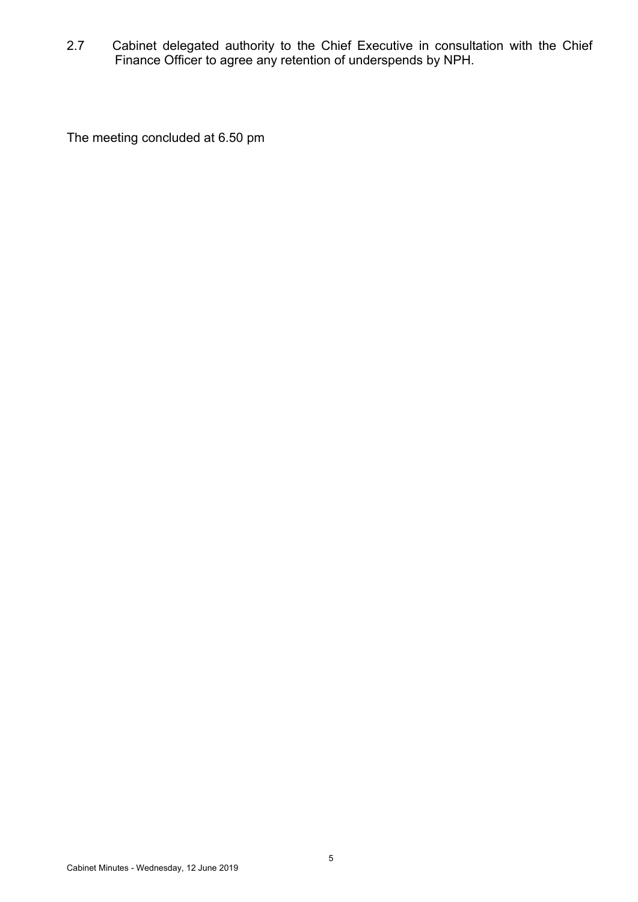2.7 Cabinet delegated authority to the Chief Executive in consultation with the Chief Finance Officer to agree any retention of underspends by NPH.

The meeting concluded at 6.50 pm